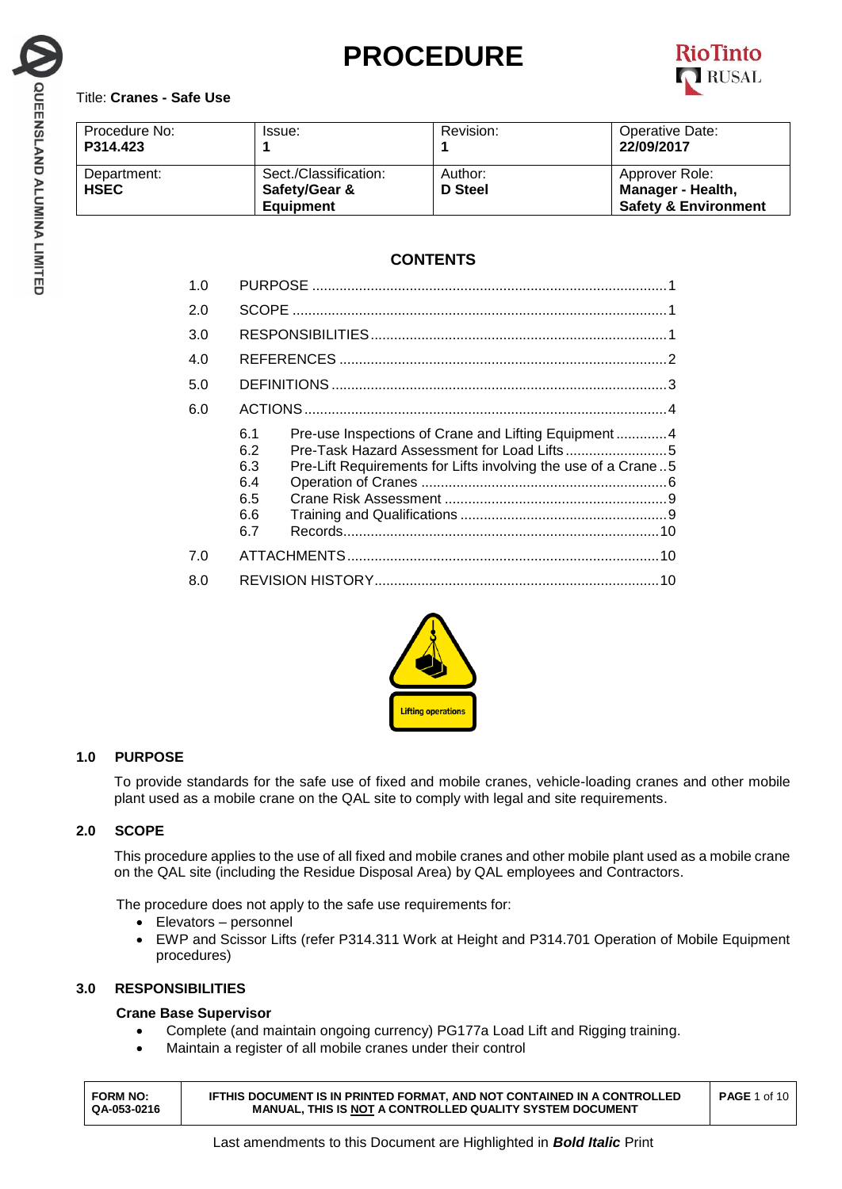# PROCEDURE

Title: **Cranes - Safe Use**

| Procedure No: **P314.423** | Issue: **1** | Revision: **1** | Operative Date: **22/09/2017** |
|---|---|---|---|
| Department: **HSEC** | Sect./Classification: **Safety/Gear & Equipment** | Author: **D Steel** | Approver Role: **Manager - Health, Safety & Environment** |

## CONTENTS

1.0 PURPOSE ....................................1
2.0 SCOPE ....................................1
3.0 RESPONSIBILITIES ....................................1
4.0 REFERENCES ....................................2
5.0 DEFINITIONS ....................................3
6.0 ACTIONS ....................................4
- 6.1 Pre-use Inspections of Crane and Lifting Equipment ....................................4
- 6.2 Pre-Task Hazard Assessment for Load Lifts ....................................5
- 6.3 Pre-Lift Requirements for Lifts involving the use of a Crane ....................................5
- 6.4 Operation of Cranes ....................................6
- 6.5 Crane Risk Assessment ....................................9
- 6.6 Training and Qualifications ....................................9
- 6.7 Records ....................................10

7.0 ATTACHMENTS ....................................10
8.0 REVISION HISTORY ....................................10

Lifting operations

## 1.0 PURPOSE

To provide standards for the safe use of fixed and mobile cranes, vehicle-loading cranes and other mobile plant used as a mobile crane on the QAL site to comply with legal and site requirements.

## 2.0 SCOPE

This procedure applies to the use of all fixed and mobile cranes and other mobile plant used as a mobile crane on the QAL site (including the Residue Disposal Area) by QAL employees and Contractors.

The procedure does not apply to the safe use requirements for:

- Elevators – personnel
- EWP and Scissor Lifts (refer P314.311 Work at Height and P314.701 Operation of Mobile Equipment procedures)

## 3.0 RESPONSIBILITIES

**Crane Base Supervisor**

- Complete (and maintain ongoing currency) PG177a Load Lift and Rigging training.
- Maintain a register of all mobile cranes under their control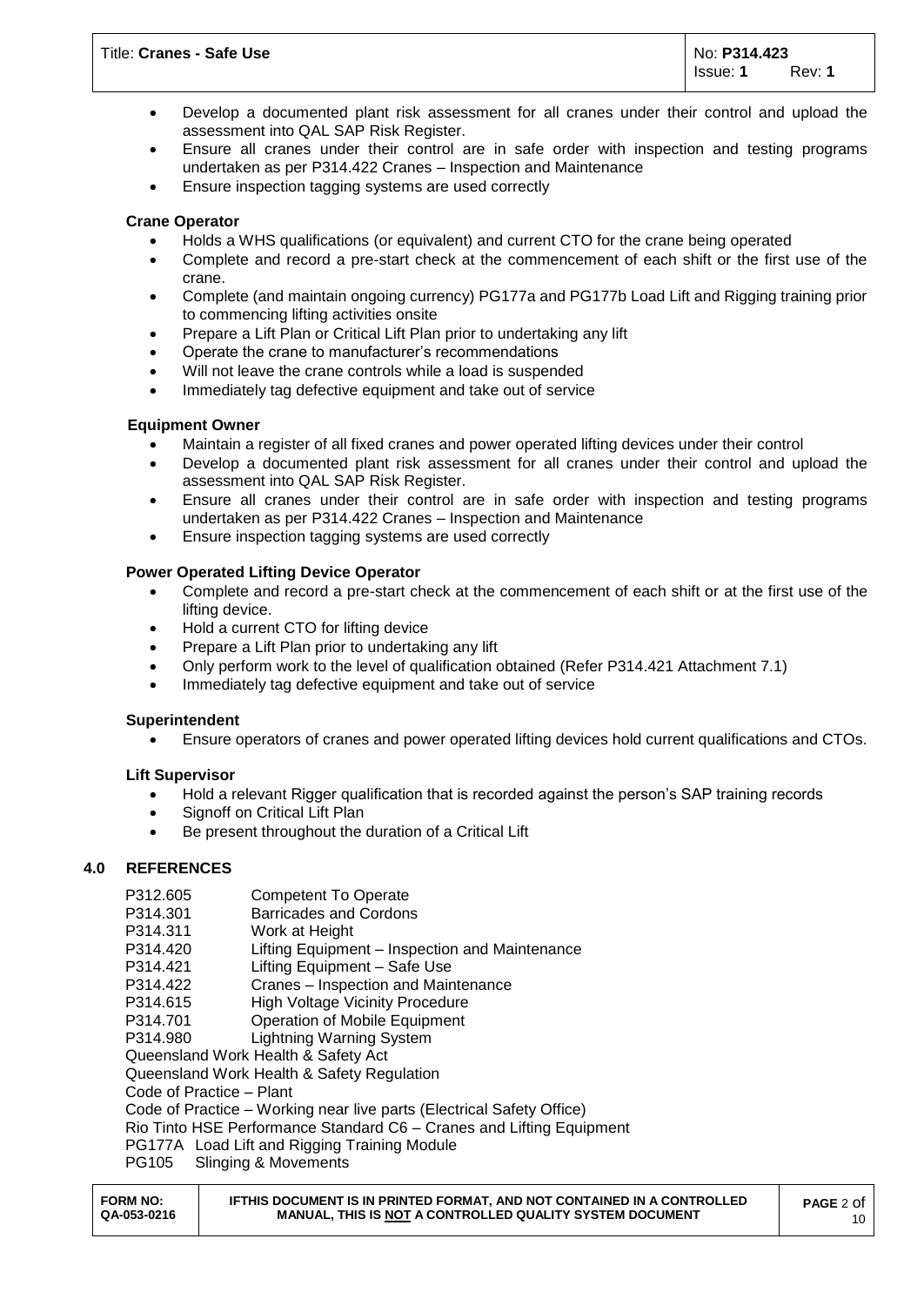- Develop a documented plant risk assessment for all cranes under their control and upload the assessment into QAL SAP Risk Register.
- Ensure all cranes under their control are in safe order with inspection and testing programs undertaken as per P314.422 Cranes – Inspection and Maintenance
- Ensure inspection tagging systems are used correctly

**Crane Operator**

- Holds a WHS qualifications (or equivalent) and current CTO for the crane being operated
- Complete and record a pre-start check at the commencement of each shift or the first use of the crane.
- Complete (and maintain ongoing currency) PG177a and PG177b Load Lift and Rigging training prior to commencing lifting activities onsite
- Prepare a Lift Plan or Critical Lift Plan prior to undertaking any lift
- Operate the crane to manufacturer's recommendations
- Will not leave the crane controls while a load is suspended
- Immediately tag defective equipment and take out of service

**Equipment Owner**

- Maintain a register of all fixed cranes and power operated lifting devices under their control
- Develop a documented plant risk assessment for all cranes under their control and upload the assessment into QAL SAP Risk Register.
- Ensure all cranes under their control are in safe order with inspection and testing programs undertaken as per P314.422 Cranes – Inspection and Maintenance
- Ensure inspection tagging systems are used correctly

**Power Operated Lifting Device Operator**

- Complete and record a pre-start check at the commencement of each shift or at the first use of the lifting device.
- Hold a current CTO for lifting device
- Prepare a Lift Plan prior to undertaking any lift
- Only perform work to the level of qualification obtained (Refer P314.421 Attachment 7.1)
- Immediately tag defective equipment and take out of service

**Superintendent**

- Ensure operators of cranes and power operated lifting devices hold current qualifications and CTOs.

**Lift Supervisor**

- Hold a relevant Rigger qualification that is recorded against the person's SAP training records
- Signoff on Critical Lift Plan
- Be present throughout the duration of a Critical Lift

## 4.0 REFERENCES

P312.605 Competent To Operate
P314.301 Barricades and Cordons
P314.311 Work at Height
P314.420 Lifting Equipment – Inspection and Maintenance
P314.421 Lifting Equipment – Safe Use
P314.422 Cranes – Inspection and Maintenance
P314.615 High Voltage Vicinity Procedure
P314.701 Operation of Mobile Equipment
P314.980 Lightning Warning System
Queensland Work Health & Safety Act
Queensland Work Health & Safety Regulation
Code of Practice – Plant
Code of Practice – Working near live parts (Electrical Safety Office)
Rio Tinto HSE Performance Standard C6 – Cranes and Lifting Equipment
PG177A Load Lift and Rigging Training Module
PG105 Slinging & Movements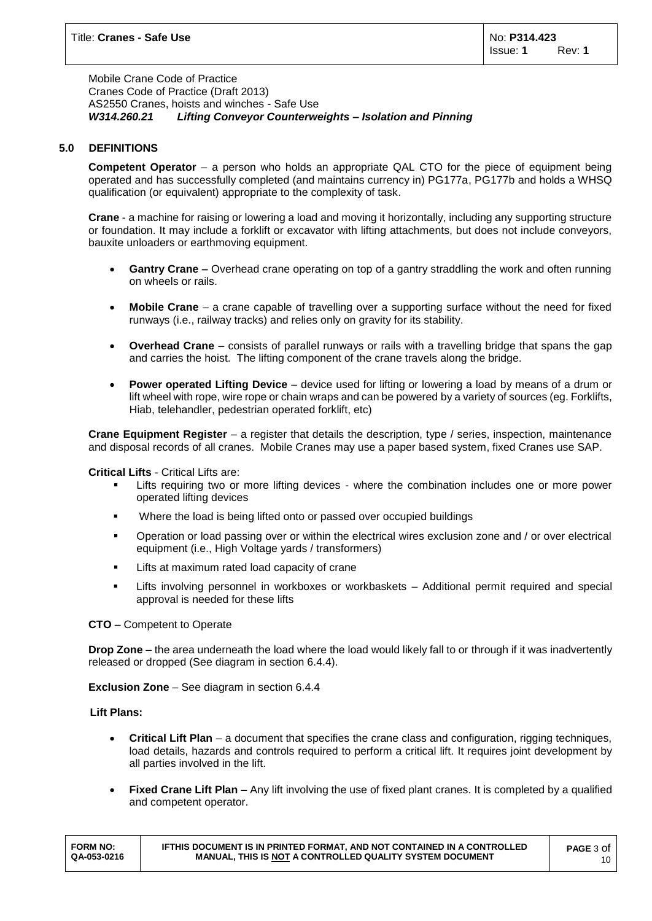Mobile Crane Code of Practice
Cranes Code of Practice (Draft 2013)
AS2550 Cranes, hoists and winches - Safe Use
***W314.260.21 Lifting Conveyor Counterweights – Isolation and Pinning***

## 5.0 DEFINITIONS

**Competent Operator** – a person who holds an appropriate QAL CTO for the piece of equipment being operated and has successfully completed (and maintains currency in) PG177a, PG177b and holds a WHSQ qualification (or equivalent) appropriate to the complexity of task.

**Crane** - a machine for raising or lowering a load and moving it horizontally, including any supporting structure or foundation. It may include a forklift or excavator with lifting attachments, but does not include conveyors, bauxite unloaders or earthmoving equipment.

- **Gantry Crane –** Overhead crane operating on top of a gantry straddling the work and often running on wheels or rails.
- **Mobile Crane** – a crane capable of travelling over a supporting surface without the need for fixed runways (i.e., railway tracks) and relies only on gravity for its stability.
- **Overhead Crane** – consists of parallel runways or rails with a travelling bridge that spans the gap and carries the hoist. The lifting component of the crane travels along the bridge.
- **Power operated Lifting Device** – device used for lifting or lowering a load by means of a drum or lift wheel with rope, wire rope or chain wraps and can be powered by a variety of sources (eg. Forklifts, Hiab, telehandler, pedestrian operated forklift, etc)

**Crane Equipment Register** – a register that details the description, type / series, inspection, maintenance and disposal records of all cranes. Mobile Cranes may use a paper based system, fixed Cranes use SAP.

**Critical Lifts** - Critical Lifts are:

- Lifts requiring two or more lifting devices - where the combination includes one or more power operated lifting devices
- Where the load is being lifted onto or passed over occupied buildings
- Operation or load passing over or within the electrical wires exclusion zone and / or over electrical equipment (i.e., High Voltage yards / transformers)
- Lifts at maximum rated load capacity of crane
- Lifts involving personnel in workboxes or workbaskets – Additional permit required and special approval is needed for these lifts

**CTO** – Competent to Operate

**Drop Zone** – the area underneath the load where the load would likely fall to or through if it was inadvertently released or dropped (See diagram in section 6.4.4).

**Exclusion Zone** – See diagram in section 6.4.4

**Lift Plans:**

- **Critical Lift Plan** – a document that specifies the crane class and configuration, rigging techniques, load details, hazards and controls required to perform a critical lift. It requires joint development by all parties involved in the lift.
- **Fixed Crane Lift Plan** – Any lift involving the use of fixed plant cranes. It is completed by a qualified and competent operator.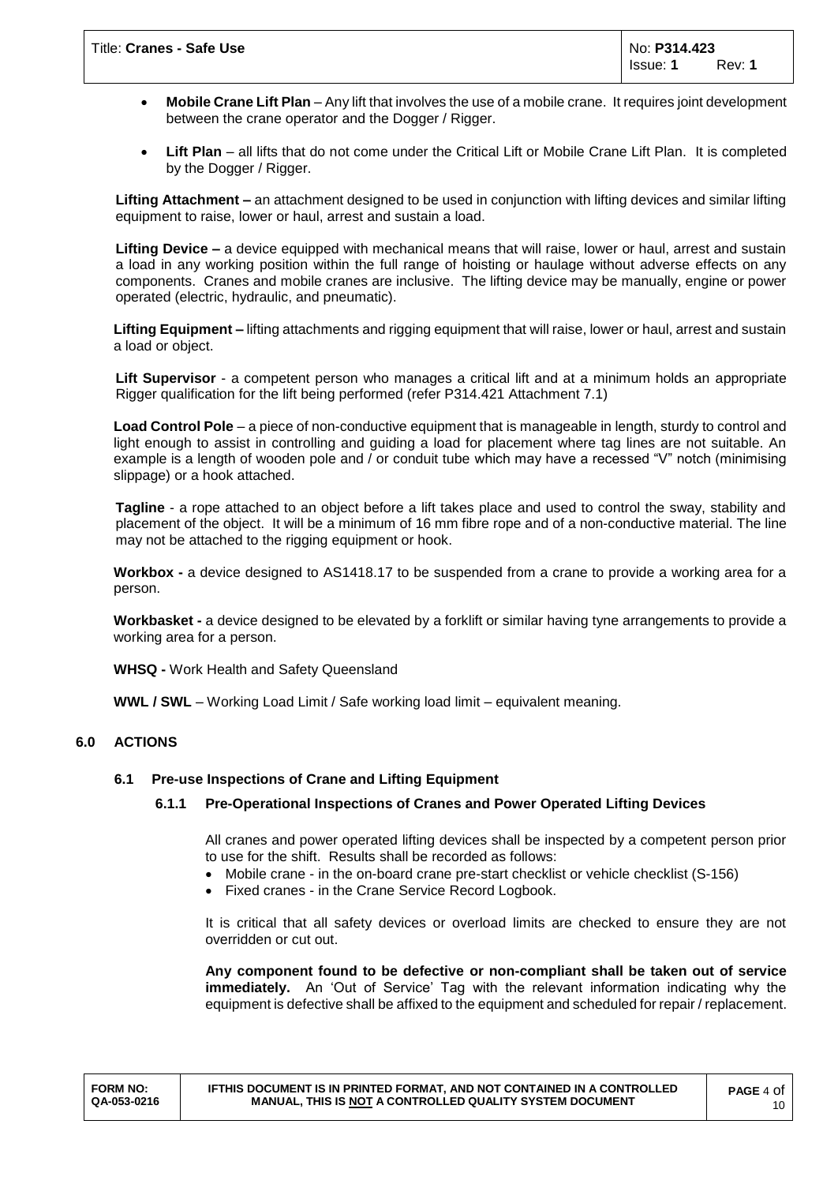- **Mobile Crane Lift Plan** – Any lift that involves the use of a mobile crane. It requires joint development between the crane operator and the Dogger / Rigger.
- **Lift Plan** – all lifts that do not come under the Critical Lift or Mobile Crane Lift Plan. It is completed by the Dogger / Rigger.

**Lifting Attachment –** an attachment designed to be used in conjunction with lifting devices and similar lifting equipment to raise, lower or haul, arrest and sustain a load.

**Lifting Device –** a device equipped with mechanical means that will raise, lower or haul, arrest and sustain a load in any working position within the full range of hoisting or haulage without adverse effects on any components. Cranes and mobile cranes are inclusive. The lifting device may be manually, engine or power operated (electric, hydraulic, and pneumatic).

**Lifting Equipment –** lifting attachments and rigging equipment that will raise, lower or haul, arrest and sustain a load or object.

**Lift Supervisor** - a competent person who manages a critical lift and at a minimum holds an appropriate Rigger qualification for the lift being performed (refer P314.421 Attachment 7.1)

**Load Control Pole** – a piece of non-conductive equipment that is manageable in length, sturdy to control and light enough to assist in controlling and guiding a load for placement where tag lines are not suitable. An example is a length of wooden pole and / or conduit tube which may have a recessed "V" notch (minimising slippage) or a hook attached.

**Tagline** - a rope attached to an object before a lift takes place and used to control the sway, stability and placement of the object. It will be a minimum of 16 mm fibre rope and of a non-conductive material. The line may not be attached to the rigging equipment or hook.

**Workbox -** a device designed to AS1418.17 to be suspended from a crane to provide a working area for a person.

**Workbasket -** a device designed to be elevated by a forklift or similar having tyne arrangements to provide a working area for a person.

**WHSQ -** Work Health and Safety Queensland

**WWL / SWL** – Working Load Limit / Safe working load limit – equivalent meaning.

## 6.0 ACTIONS

### 6.1 Pre-use Inspections of Crane and Lifting Equipment

#### 6.1.1 Pre-Operational Inspections of Cranes and Power Operated Lifting Devices

All cranes and power operated lifting devices shall be inspected by a competent person prior to use for the shift. Results shall be recorded as follows:

- Mobile crane - in the on-board crane pre-start checklist or vehicle checklist (S-156)
- Fixed cranes - in the Crane Service Record Logbook.

It is critical that all safety devices or overload limits are checked to ensure they are not overridden or cut out.

**Any component found to be defective or non-compliant shall be taken out of service immediately.** An 'Out of Service' Tag with the relevant information indicating why the equipment is defective shall be affixed to the equipment and scheduled for repair / replacement.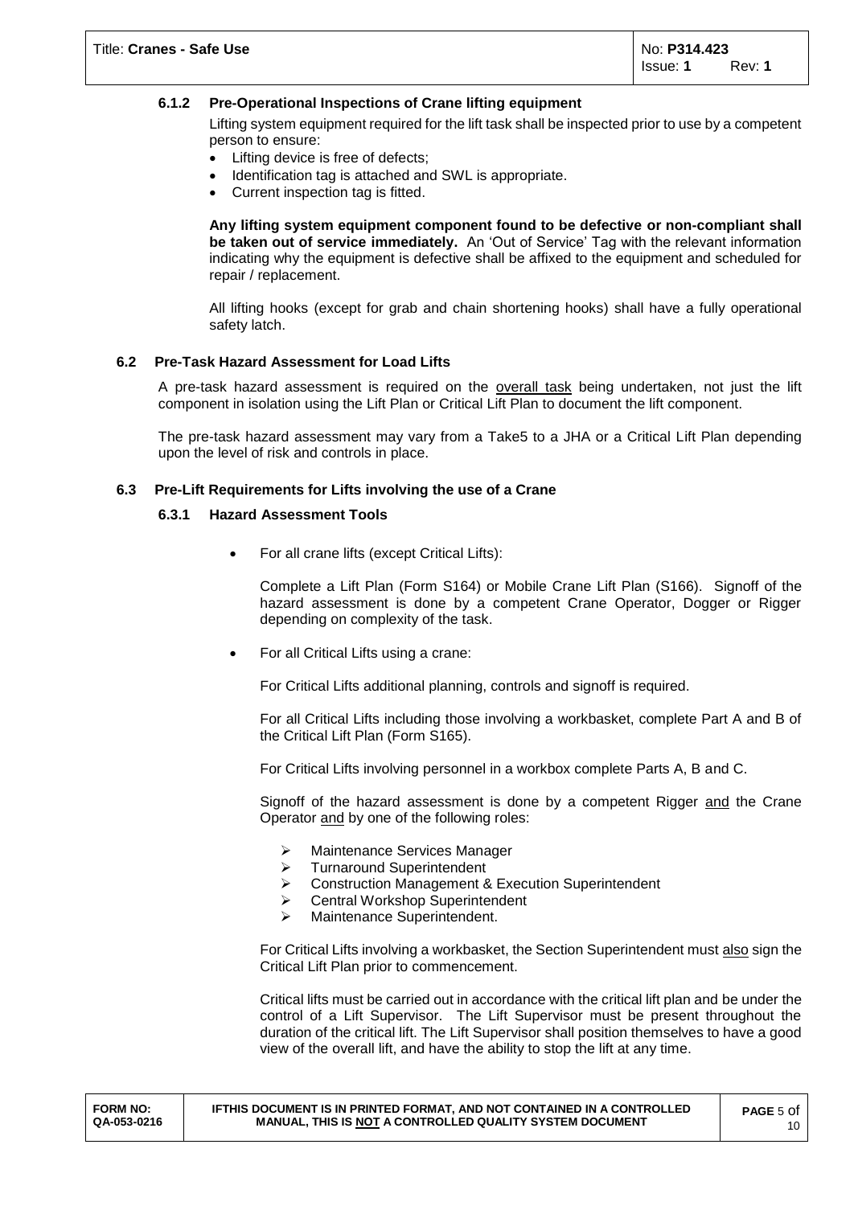### 6.1.2 Pre-Operational Inspections of Crane lifting equipment

Lifting system equipment required for the lift task shall be inspected prior to use by a competent person to ensure:

- Lifting device is free of defects;
- Identification tag is attached and SWL is appropriate.
- Current inspection tag is fitted.

**Any lifting system equipment component found to be defective or non-compliant shall be taken out of service immediately.** An 'Out of Service' Tag with the relevant information indicating why the equipment is defective shall be affixed to the equipment and scheduled for repair / replacement.

All lifting hooks (except for grab and chain shortening hooks) shall have a fully operational safety latch.

## 6.2 Pre-Task Hazard Assessment for Load Lifts

A pre-task hazard assessment is required on the overall task being undertaken, not just the lift component in isolation using the Lift Plan or Critical Lift Plan to document the lift component.

The pre-task hazard assessment may vary from a Take5 to a JHA or a Critical Lift Plan depending upon the level of risk and controls in place.

## 6.3 Pre-Lift Requirements for Lifts involving the use of a Crane

### 6.3.1 Hazard Assessment Tools

- For all crane lifts (except Critical Lifts):

  Complete a Lift Plan (Form S164) or Mobile Crane Lift Plan (S166). Signoff of the hazard assessment is done by a competent Crane Operator, Dogger or Rigger depending on complexity of the task.

- For all Critical Lifts using a crane:

  For Critical Lifts additional planning, controls and signoff is required.

  For all Critical Lifts including those involving a workbasket, complete Part A and B of the Critical Lift Plan (Form S165).

  For Critical Lifts involving personnel in a workbox complete Parts A, B and C.

  Signoff of the hazard assessment is done by a competent Rigger and the Crane Operator and by one of the following roles:

  - Maintenance Services Manager
  - Turnaround Superintendent
  - Construction Management & Execution Superintendent
  - Central Workshop Superintendent
  - Maintenance Superintendent.

  For Critical Lifts involving a workbasket, the Section Superintendent must also sign the Critical Lift Plan prior to commencement.

  Critical lifts must be carried out in accordance with the critical lift plan and be under the control of a Lift Supervisor. The Lift Supervisor must be present throughout the duration of the critical lift. The Lift Supervisor shall position themselves to have a good view of the overall lift, and have the ability to stop the lift at any time.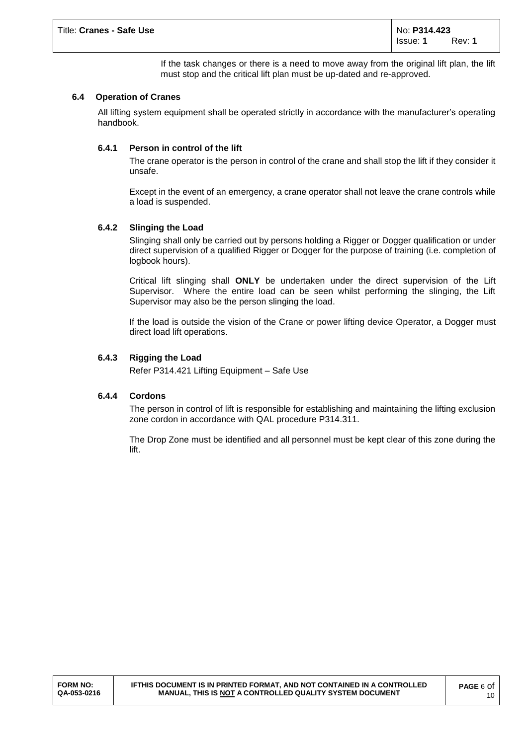If the task changes or there is a need to move away from the original lift plan, the lift must stop and the critical lift plan must be up-dated and re-approved.

## 6.4 Operation of Cranes

All lifting system equipment shall be operated strictly in accordance with the manufacturer's operating handbook.

### 6.4.1 Person in control of the lift

The crane operator is the person in control of the crane and shall stop the lift if they consider it unsafe.

Except in the event of an emergency, a crane operator shall not leave the crane controls while a load is suspended.

### 6.4.2 Slinging the Load

Slinging shall only be carried out by persons holding a Rigger or Dogger qualification or under direct supervision of a qualified Rigger or Dogger for the purpose of training (i.e. completion of logbook hours).

Critical lift slinging shall **ONLY** be undertaken under the direct supervision of the Lift Supervisor. Where the entire load can be seen whilst performing the slinging, the Lift Supervisor may also be the person slinging the load.

If the load is outside the vision of the Crane or power lifting device Operator, a Dogger must direct load lift operations.

### 6.4.3 Rigging the Load

Refer P314.421 Lifting Equipment – Safe Use

### 6.4.4 Cordons

The person in control of lift is responsible for establishing and maintaining the lifting exclusion zone cordon in accordance with QAL procedure P314.311.

The Drop Zone must be identified and all personnel must be kept clear of this zone during the lift.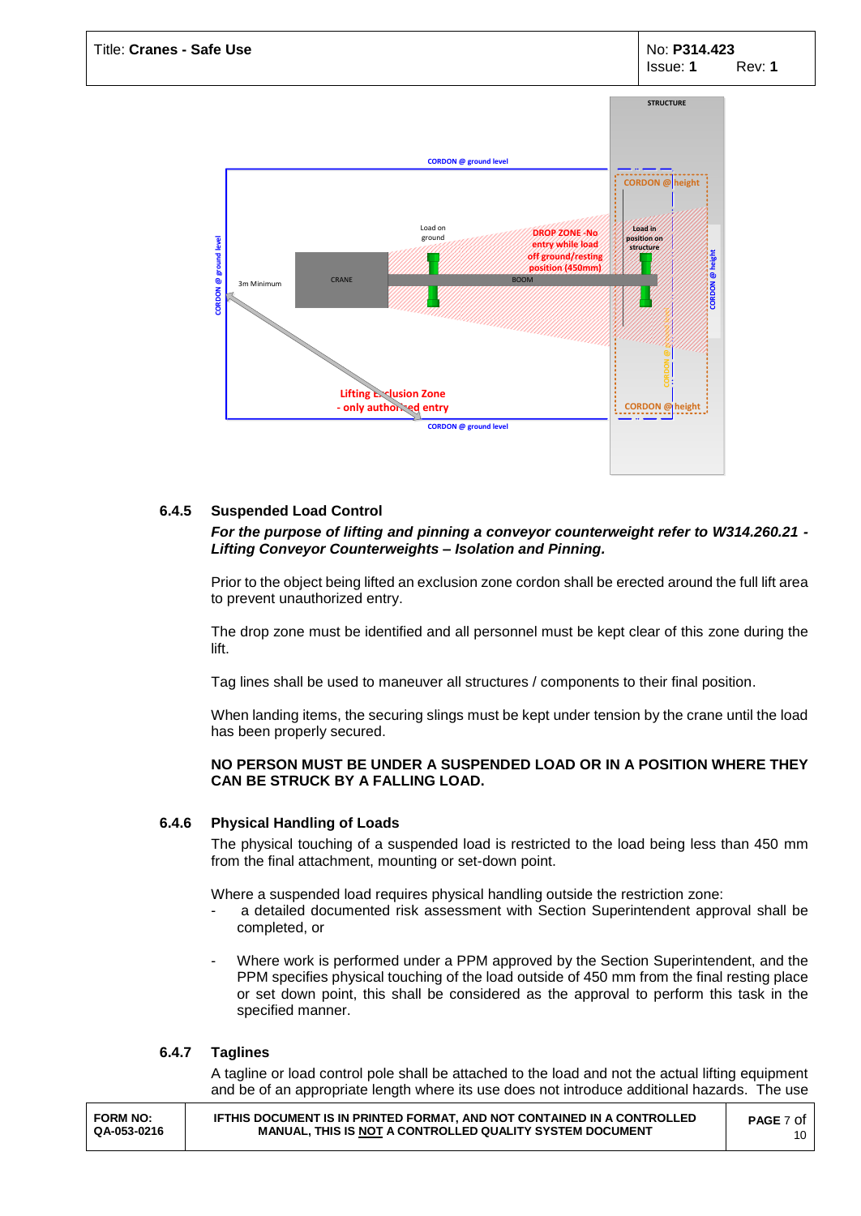#### 6.4.5 Suspended Load Control

***For the purpose of lifting and pinning a conveyor counterweight refer to W314.260.21 - Lifting Conveyor Counterweights – Isolation and Pinning.***

Prior to the object being lifted an exclusion zone cordon shall be erected around the full lift area to prevent unauthorized entry.

The drop zone must be identified and all personnel must be kept clear of this zone during the lift.

Tag lines shall be used to maneuver all structures / components to their final position.

When landing items, the securing slings must be kept under tension by the crane until the load has been properly secured.

**NO PERSON MUST BE UNDER A SUSPENDED LOAD OR IN A POSITION WHERE THEY CAN BE STRUCK BY A FALLING LOAD.**

#### 6.4.6 Physical Handling of Loads

The physical touching of a suspended load is restricted to the load being less than 450 mm from the final attachment, mounting or set-down point.

Where a suspended load requires physical handling outside the restriction zone:

- a detailed documented risk assessment with Section Superintendent approval shall be completed, or
- Where work is performed under a PPM approved by the Section Superintendent, and the PPM specifies physical touching of the load outside of 450 mm from the final resting place or set down point, this shall be considered as the approval to perform this task in the specified manner.

#### 6.4.7 Taglines

A tagline or load control pole shall be attached to the load and not the actual lifting equipment and be of an appropriate length where its use does not introduce additional hazards. The use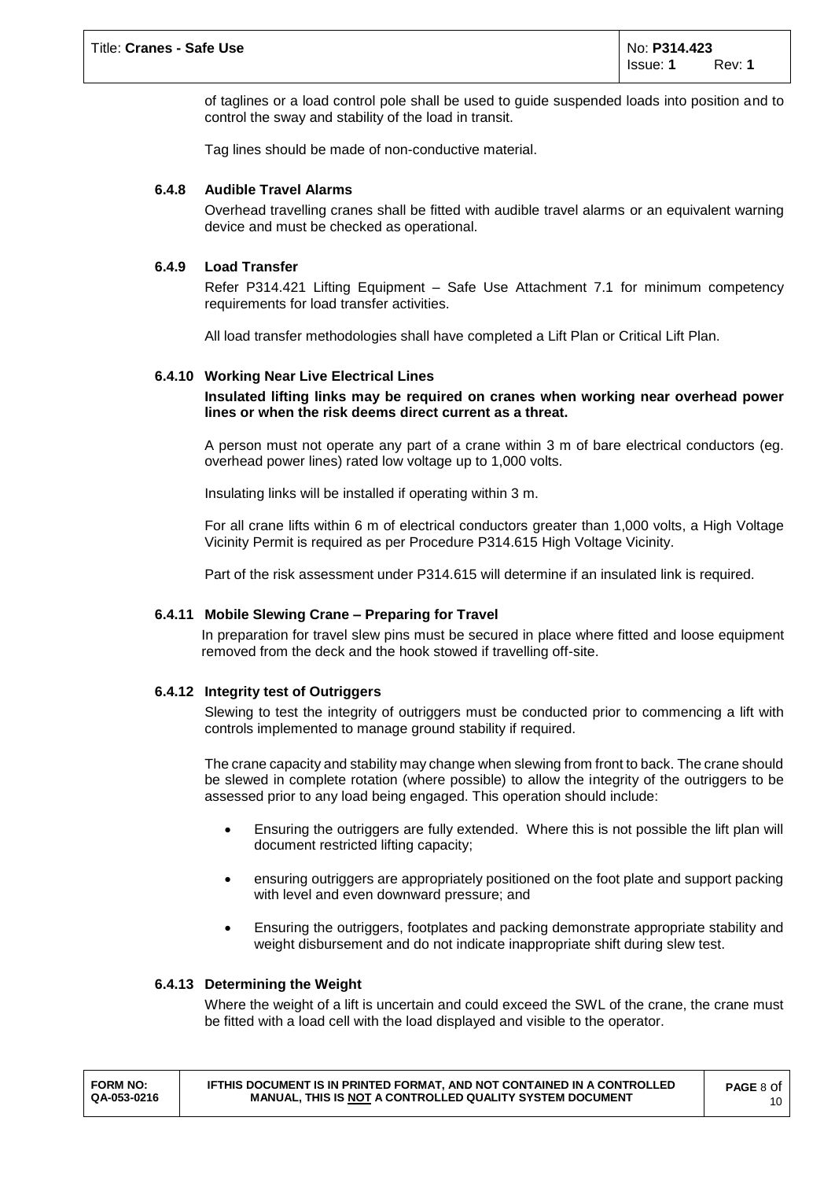of taglines or a load control pole shall be used to guide suspended loads into position and to control the sway and stability of the load in transit.

Tag lines should be made of non-conductive material.

### 6.4.8 Audible Travel Alarms

Overhead travelling cranes shall be fitted with audible travel alarms or an equivalent warning device and must be checked as operational.

### 6.4.9 Load Transfer

Refer P314.421 Lifting Equipment – Safe Use Attachment 7.1 for minimum competency requirements for load transfer activities.

All load transfer methodologies shall have completed a Lift Plan or Critical Lift Plan.

### 6.4.10 Working Near Live Electrical Lines

**Insulated lifting links may be required on cranes when working near overhead power lines or when the risk deems direct current as a threat.**

A person must not operate any part of a crane within 3 m of bare electrical conductors (eg. overhead power lines) rated low voltage up to 1,000 volts.

Insulating links will be installed if operating within 3 m.

For all crane lifts within 6 m of electrical conductors greater than 1,000 volts, a High Voltage Vicinity Permit is required as per Procedure P314.615 High Voltage Vicinity.

Part of the risk assessment under P314.615 will determine if an insulated link is required.

### 6.4.11 Mobile Slewing Crane – Preparing for Travel

In preparation for travel slew pins must be secured in place where fitted and loose equipment removed from the deck and the hook stowed if travelling off-site.

### 6.4.12 Integrity test of Outriggers

Slewing to test the integrity of outriggers must be conducted prior to commencing a lift with controls implemented to manage ground stability if required.

The crane capacity and stability may change when slewing from front to back. The crane should be slewed in complete rotation (where possible) to allow the integrity of the outriggers to be assessed prior to any load being engaged. This operation should include:

- Ensuring the outriggers are fully extended. Where this is not possible the lift plan will document restricted lifting capacity;
- ensuring outriggers are appropriately positioned on the foot plate and support packing with level and even downward pressure; and
- Ensuring the outriggers, footplates and packing demonstrate appropriate stability and weight disbursement and do not indicate inappropriate shift during slew test.

### 6.4.13 Determining the Weight

Where the weight of a lift is uncertain and could exceed the SWL of the crane, the crane must be fitted with a load cell with the load displayed and visible to the operator.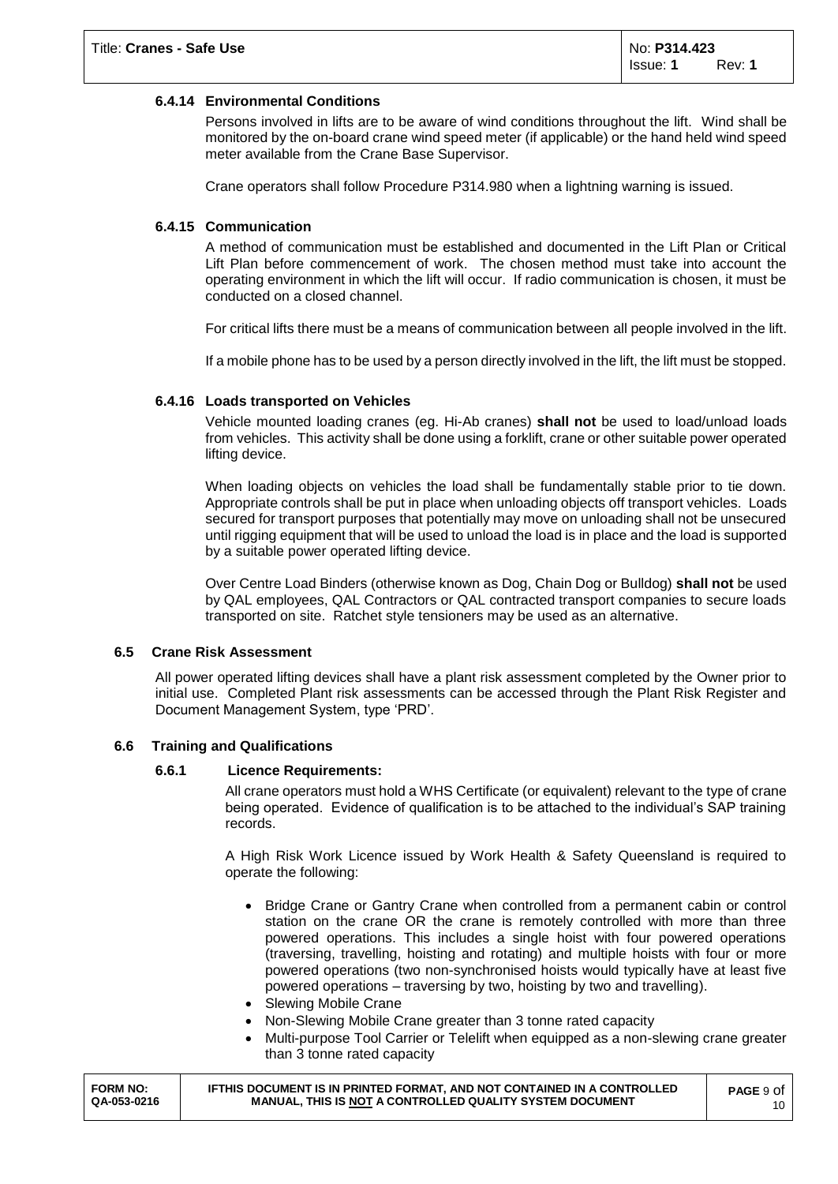#### 6.4.14 Environmental Conditions

Persons involved in lifts are to be aware of wind conditions throughout the lift. Wind shall be monitored by the on-board crane wind speed meter (if applicable) or the hand held wind speed meter available from the Crane Base Supervisor.

Crane operators shall follow Procedure P314.980 when a lightning warning is issued.

#### 6.4.15 Communication

A method of communication must be established and documented in the Lift Plan or Critical Lift Plan before commencement of work. The chosen method must take into account the operating environment in which the lift will occur. If radio communication is chosen, it must be conducted on a closed channel.

For critical lifts there must be a means of communication between all people involved in the lift.

If a mobile phone has to be used by a person directly involved in the lift, the lift must be stopped.

#### 6.4.16 Loads transported on Vehicles

Vehicle mounted loading cranes (eg. Hi-Ab cranes) **shall not** be used to load/unload loads from vehicles. This activity shall be done using a forklift, crane or other suitable power operated lifting device.

When loading objects on vehicles the load shall be fundamentally stable prior to tie down. Appropriate controls shall be put in place when unloading objects off transport vehicles. Loads secured for transport purposes that potentially may move on unloading shall not be unsecured until rigging equipment that will be used to unload the load is in place and the load is supported by a suitable power operated lifting device.

Over Centre Load Binders (otherwise known as Dog, Chain Dog or Bulldog) **shall not** be used by QAL employees, QAL Contractors or QAL contracted transport companies to secure loads transported on site. Ratchet style tensioners may be used as an alternative.

### 6.5 Crane Risk Assessment

All power operated lifting devices shall have a plant risk assessment completed by the Owner prior to initial use. Completed Plant risk assessments can be accessed through the Plant Risk Register and Document Management System, type 'PRD'.

### 6.6 Training and Qualifications

#### 6.6.1 Licence Requirements:

All crane operators must hold a WHS Certificate (or equivalent) relevant to the type of crane being operated. Evidence of qualification is to be attached to the individual's SAP training records.

A High Risk Work Licence issued by Work Health & Safety Queensland is required to operate the following:

- Bridge Crane or Gantry Crane when controlled from a permanent cabin or control station on the crane OR the crane is remotely controlled with more than three powered operations. This includes a single hoist with four powered operations (traversing, travelling, hoisting and rotating) and multiple hoists with four or more powered operations (two non-synchronised hoists would typically have at least five powered operations – traversing by two, hoisting by two and travelling).
- Slewing Mobile Crane
- Non-Slewing Mobile Crane greater than 3 tonne rated capacity
- Multi-purpose Tool Carrier or Telelift when equipped as a non-slewing crane greater than 3 tonne rated capacity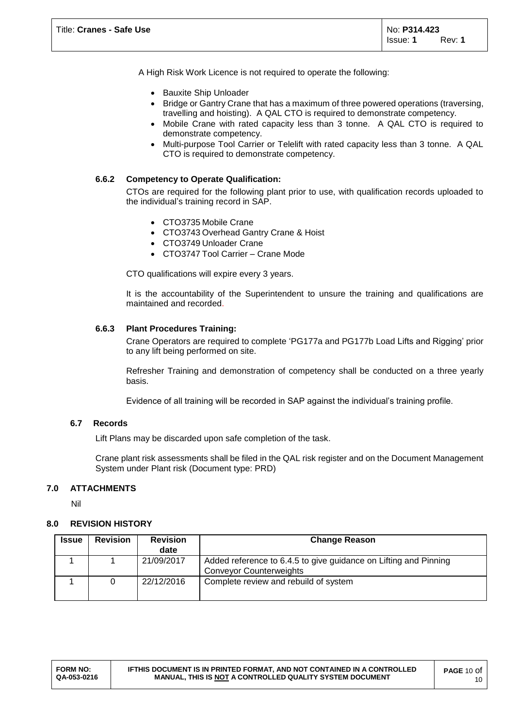A High Risk Work Licence is not required to operate the following:

- Bauxite Ship Unloader
- Bridge or Gantry Crane that has a maximum of three powered operations (traversing, travelling and hoisting). A QAL CTO is required to demonstrate competency.
- Mobile Crane with rated capacity less than 3 tonne. A QAL CTO is required to demonstrate competency.
- Multi-purpose Tool Carrier or Telelift with rated capacity less than 3 tonne. A QAL CTO is required to demonstrate competency.

#### 6.6.2 Competency to Operate Qualification:

CTOs are required for the following plant prior to use, with qualification records uploaded to the individual's training record in SAP.

- CTO3735 Mobile Crane
- CTO3743 Overhead Gantry Crane & Hoist
- CTO3749 Unloader Crane
- CTO3747 Tool Carrier – Crane Mode

CTO qualifications will expire every 3 years.

It is the accountability of the Superintendent to unsure the training and qualifications are maintained and recorded.

#### 6.6.3 Plant Procedures Training:

Crane Operators are required to complete 'PG177a and PG177b Load Lifts and Rigging' prior to any lift being performed on site.

Refresher Training and demonstration of competency shall be conducted on a three yearly basis.

Evidence of all training will be recorded in SAP against the individual's training profile.

### 6.7 Records

Lift Plans may be discarded upon safe completion of the task.

Crane plant risk assessments shall be filed in the QAL risk register and on the Document Management System under Plant risk (Document type: PRD)

## 7.0 ATTACHMENTS

Nil

## 8.0 REVISION HISTORY

| Issue | Revision | Revision date | Change Reason |
|---|---|---|---|
| 1 | 1 | 21/09/2017 | Added reference to 6.4.5 to give guidance on Lifting and Pinning Conveyor Counterweights |
| 1 | 0 | 22/12/2016 | Complete review and rebuild of system |